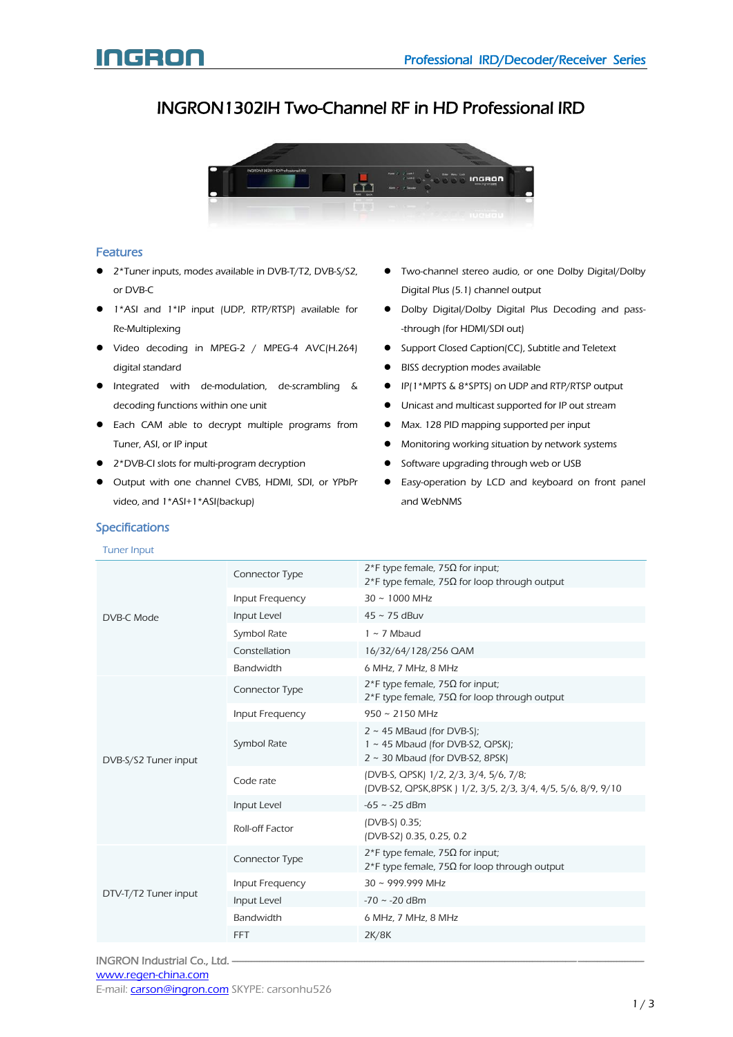# INGRON1302IH Two-Channel RF in HD Professional IRD

## Features

- 2*Tuner inputs, modes available in DVB-T/T2, DVB-S/S2, or DVB-C
- 1*ASI and 1*IP input (UDP, RTP/RTSP) available for Re-Multiplexing
- Video decoding in MPEG-2 / MPEG-4 AVC(H.264) digital standard
- Integrated with de-modulation, de-scrambling & decoding functions within one unit
- Each CAM able to decrypt multiple programs from Tuner, ASI, or IP input
- 2*DVB-CI slots for multi-program decryption
- Output with one channel CVBS, HDMI, SDI, or YPbPr video, and 1*ASI+1*ASI(backup)
- Two-channel stereo audio, or one Dolby Digital/Dolby Digital Plus (5.1) channel output
- Dolby Digital/Dolby Digital Plus Decoding and pass--through (for HDMI/SDI out)
- Support Closed Caption(CC), Subtitle and Teletext
- BISS decryption modes available
- IP(1*MPTS & 8*SPTS) on UDP and RTP/RTSP output
- Unicast and multicast supported for IP out stream
- Max. 128 PID mapping supported per input
- Monitoring working situation by network systems
- Software upgrading through web or USB
- Easy-operation by LCD and keyboard on front panel and WebNMS

## Specifications

### Tuner Input

| | | |
|---|---|---|
| DVB-C Mode | Connector Type | 2*F type female, 75Ω for input;<br>2*F type female, 75Ω for loop through output |
| | Input Frequency | 30 ~ 1000 MHz |
| | Input Level | 45 ~ 75 dBuv |
| | Symbol Rate | 1 ~ 7 Mbaud |
| | Constellation | 16/32/64/128/256 QAM |
| | Bandwidth | 6 MHz, 7 MHz, 8 MHz |
| DVB-S/S2 Tuner input | Connector Type | 2*F type female, 75Ω for input;<br>2*F type female, 75Ω for loop through output |
| | Input Frequency | 950 ~ 2150 MHz |
| | Symbol Rate | 2 ~ 45 MBaud (for DVB-S);<br>1 ~ 45 Mbaud (for DVB-S2, QPSK);<br>2 ~ 30 Mbaud (for DVB-S2, 8PSK) |
| | Code rate | (DVB-S, QPSK) 1/2, 2/3, 3/4, 5/6, 7/8;<br>(DVB-S2, QPSK,8PSK ) 1/2, 3/5, 2/3, 3/4, 4/5, 5/6, 8/9, 9/10 |
| | Input Level | -65 ~ -25 dBm |
| | Roll-off Factor | (DVB-S) 0.35;<br>(DVB-S2) 0.35, 0.25, 0.2 |
| DTV-T/T2 Tuner input | Connector Type | 2*F type female, 75Ω for input;<br>2*F type female, 75Ω for loop through output |
| | Input Frequency | 30 ~ 999.999 MHz |
| | Input Level | -70 ~ -20 dBm |
| | Bandwidth | 6 MHz, 7 MHz, 8 MHz |
| | FFT | 2K/8K |

INGRON Industrial Co., Ltd.
www.regen-china.com
E-mail: carson@ingron.com SKYPE: carsonhu526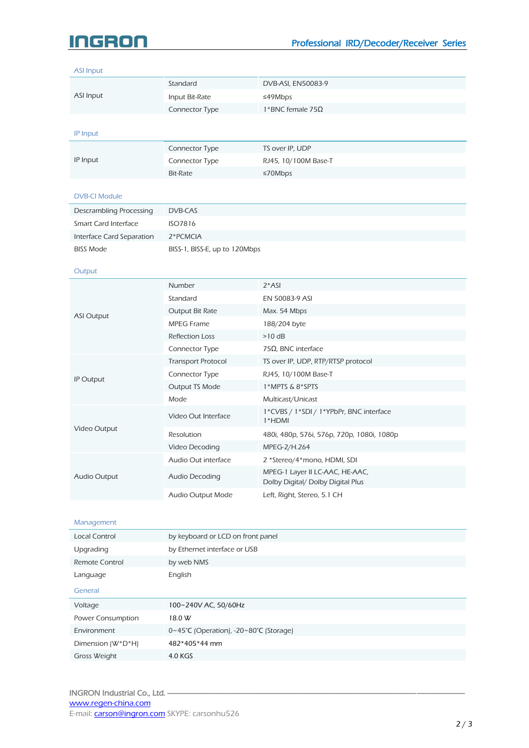## ASI Input

| | | |
|---|---|---|
| ASI Input | Standard | DVB-ASI, EN50083-9 |
| | Input Bit-Rate | ≤49Mbps |
| | Connector Type | 1*BNC female 75Ω |

## IP Input

| | | |
|---|---|---|
| IP Input | Connector Type | TS over IP, UDP |
| | Connector Type | RJ45, 10/100M Base-T |
| | Bit-Rate | ≤70Mbps |

## DVB-CI Module

| | |
|---|---|
| Descrambling Processing | DVB-CAS |
| Smart Card Interface | ISO7816 |
| Interface Card Separation | 2*PCMCIA |
| BISS Mode | BISS-1, BISS-E, up to 120Mbps |

## Output

| | | |
|---|---|---|
| ASI Output | Number | 2*ASI |
| | Standard | EN 50083-9 ASI |
| | Output Bit Rate | Max. 54 Mbps |
| | MPEG Frame | 188/204 byte |
| | Reflection Loss | >10 dB |
| | Connector Type | 75Ω, BNC interface |
| IP Output | Transport Protocol | TS over IP, UDP, RTP/RTSP protocol |
| | Connector Type | RJ45, 10/100M Base-T |
| | Output TS Mode | 1*MPTS & 8*SPTS |
| | Mode | Multicast/Unicast |
| Video Output | Video Out Interface | 1*CVBS / 1*SDI / 1*YPbPr, BNC interface 1*HDMI |
| | Resolution | 480i, 480p, 576i, 576p, 720p, 1080i, 1080p |
| | Video Decoding | MPEG-2/H.264 |
| Audio Output | Audio Out interface | 2 *Stereo/4*mono, HDMI, SDI |
| | Audio Decoding | MPEG-1 Layer II LC-AAC, HE-AAC, Dolby Digital/ Dolby Digital Plus |
| | Audio Output Mode | Left, Right, Stereo, 5.1 CH |

## Management

| | |
|---|---|
| Local Control | by keyboard or LCD on front panel |
| Upgrading | by Ethernet interface or USB |
| Remote Control | by web NMS |
| Language | English |

## General

| | |
|---|---|
| Voltage | 100~240V AC, 50/60Hz |
| Power Consumption | 18.0 W |
| Environment | 0~45℃ (Operation), -20~80℃ (Storage) |
| Dimension (W*D*H) | 482*405*44 mm |
| Gross Weight | 4.0 KGS |

INGRON Industrial Co., Ltd.
www.regen-china.com
E-mail: carson@ingron.com SKYPE: carsonhu526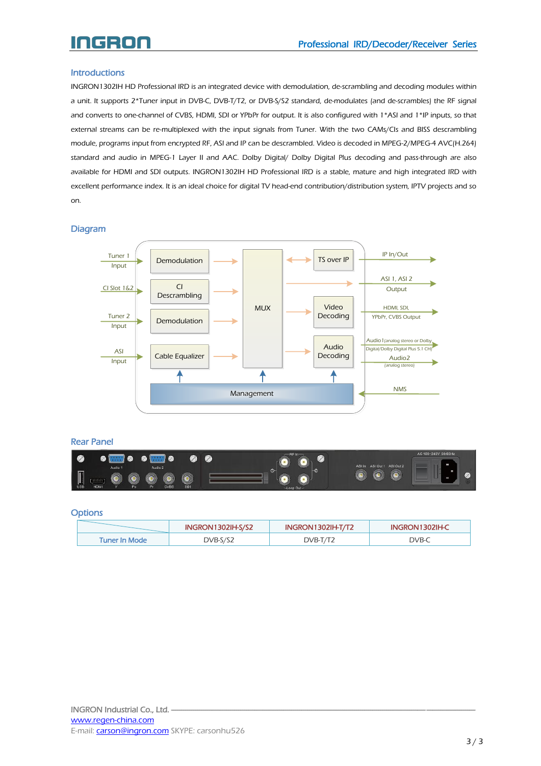## Introductions

INGRON1302IH HD Professional IRD is an integrated device with demodulation, de-scrambling and decoding modules within a unit. It supports 2*Tuner input in DVB-C, DVB-T/T2, or DVB-S/S2 standard, de-modulates (and de-scrambles) the RF signal and converts to one-channel of CVBS, HDMI, SDI or YPbPr for output. It is also configured with 1*ASI and 1*IP inputs, so that external streams can be re-multiplexed with the input signals from Tuner. With the two CAMs/CIs and BISS descrambling module, programs input from encrypted RF, ASI and IP can be descrambled. Video is decoded in MPEG-2/MPEG-4 AVC(H.264) standard and audio in MPEG-1 Layer II and AAC. Dolby Digital/ Dolby Digital Plus decoding and pass-through are also available for HDMI and SDI outputs. INGRON1302IH HD Professional IRD is a stable, mature and high integrated IRD with excellent performance index. It is an ideal choice for digital TV head-end contribution/distribution system, IPTV projects and so on.

## Diagram

Tuner 1 Input
CI Slot 1&2
Tuner 2 Input
ASI Input
Demodulation
CI Descrambling
Demodulation
Cable Equalizer
MUX
TS over IP
Video Decoding
Audio Decoding
Management
IP In/Out
ASI 1, ASI 2 Output
HDMI, SDI, YPbPr, CVBS Output
Audio1(analog stereo or Dolby Digital/Dolby Digital Plus 5.1 CH)
Audio2 (analog stereo)
NMS

## Rear Panel

USB HDMI Y Pb Pr CVBS SDI Audio 1 Audio 2 RF In Loop Out ASI In ASI Out 1 ASI Out 2 AC 100~240V 50/60Hz

## Options

| | INGRON1302IH-S/S2 | INGRON1302IH-T/T2 | INGRON1302IH-C |
|---|---|---|---|
| Tuner In Mode | DVB-S/S2 | DVB-T/T2 | DVB-C |

INGRON Industrial Co., Ltd.
www.regen-china.com
E-mail: carson@ingron.com SKYPE: carsonhu526